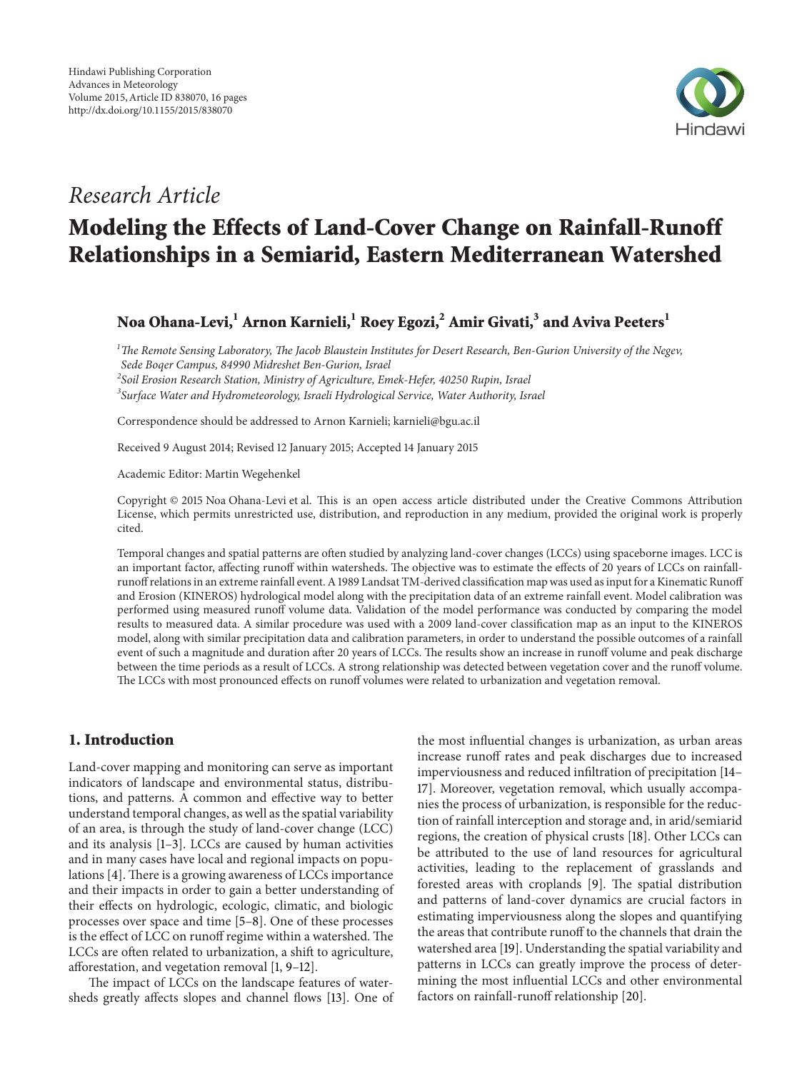Hindawi Publishing Corporation
Advances in Meteorology
Volume 2015, Article ID 838070, 16 pages
http://dx.doi.org/10.1155/2015/838070

*Research Article*

# Modeling the Effects of Land-Cover Change on Rainfall-Runoff Relationships in a Semiarid, Eastern Mediterranean Watershed

**Noa Ohana-Levi,[1] Arnon Karnieli,[1] Roey Egozi,[2] Amir Givati,[3] and Aviva Peeters[1]**

[1]*The Remote Sensing Laboratory, The Jacob Blaustein Institutes for Desert Research, Ben-Gurion University of the Negev, Sede Boqer Campus, 84990 Midreshet Ben-Gurion, Israel*
[2]*Soil Erosion Research Station, Ministry of Agriculture, Emek-Hefer, 40250 Rupin, Israel*
[3]*Surface Water and Hydrometeorology, Israeli Hydrological Service, Water Authority, Israel*

Correspondence should be addressed to Arnon Karnieli; karnieli@bgu.ac.il

Received 9 August 2014; Revised 12 January 2015; Accepted 14 January 2015

Academic Editor: Martin Wegehenkel

Copyright © 2015 Noa Ohana-Levi et al. This is an open access article distributed under the Creative Commons Attribution License, which permits unrestricted use, distribution, and reproduction in any medium, provided the original work is properly cited.

Temporal changes and spatial patterns are often studied by analyzing land-cover changes (LCCs) using spaceborne images. LCC is an important factor, affecting runoff within watersheds. The objective was to estimate the effects of 20 years of LCCs on rainfall-runoff relations in an extreme rainfall event. A 1989 Landsat TM-derived classification map was used as input for a Kinematic Runoff and Erosion (KINEROS) hydrological model along with the precipitation data of an extreme rainfall event. Model calibration was performed using measured runoff volume data. Validation of the model performance was conducted by comparing the model results to measured data. A similar procedure was used with a 2009 land-cover classification map as an input to the KINEROS model, along with similar precipitation data and calibration parameters, in order to understand the possible outcomes of a rainfall event of such a magnitude and duration after 20 years of LCCs. The results show an increase in runoff volume and peak discharge between the time periods as a result of LCCs. A strong relationship was detected between vegetation cover and the runoff volume. The LCCs with most pronounced effects on runoff volumes were related to urbanization and vegetation removal.

## 1. Introduction

Land-cover mapping and monitoring can serve as important indicators of landscape and environmental status, distributions, and patterns. A common and effective way to better understand temporal changes, as well as the spatial variability of an area, is through the study of land-cover change (LCC) and its analysis [1–3]. LCCs are caused by human activities and in many cases have local and regional impacts on populations [4]. There is a growing awareness of LCCs importance and their impacts in order to gain a better understanding of their effects on hydrologic, ecologic, climatic, and biologic processes over space and time [5–8]. One of these processes is the effect of LCC on runoff regime within a watershed. The LCCs are often related to urbanization, a shift to agriculture, afforestation, and vegetation removal [1, 9–12].

The impact of LCCs on the landscape features of watersheds greatly affects slopes and channel flows [13]. One of the most influential changes is urbanization, as urban areas increase runoff rates and peak discharges due to increased imperviousness and reduced infiltration of precipitation [14–17]. Moreover, vegetation removal, which usually accompanies the process of urbanization, is responsible for the reduction of rainfall interception and storage and, in arid/semiarid regions, the creation of physical crusts [18]. Other LCCs can be attributed to the use of land resources for agricultural activities, leading to the replacement of grasslands and forested areas with croplands [9]. The spatial distribution and patterns of land-cover dynamics are crucial factors in estimating imperviousness along the slopes and quantifying the areas that contribute runoff to the channels that drain the watershed area [19]. Understanding the spatial variability and patterns in LCCs can greatly improve the process of determining the most influential LCCs and other environmental factors on rainfall-runoff relationship [20].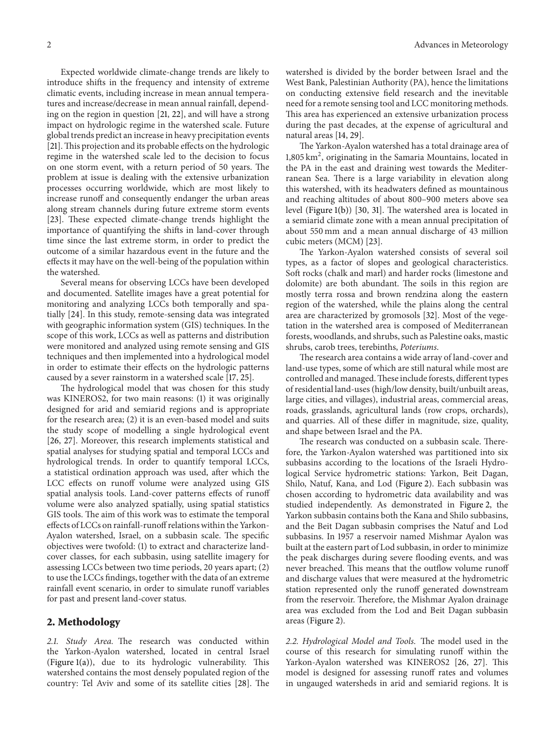Expected worldwide climate-change trends are likely to introduce shifts in the frequency and intensity of extreme climatic events, including increase in mean annual temperatures and increase/decrease in mean annual rainfall, depending on the region in question [21, 22], and will have a strong impact on hydrologic regime in the watershed scale. Future global trends predict an increase in heavy precipitation events [21]. This projection and its probable effects on the hydrologic regime in the watershed scale led to the decision to focus on one storm event, with a return period of 50 years. The problem at issue is dealing with the extensive urbanization processes occurring worldwide, which are most likely to increase runoff and consequently endanger the urban areas along stream channels during future extreme storm events [23]. These expected climate-change trends highlight the importance of quantifying the shifts in land-cover through time since the last extreme storm, in order to predict the outcome of a similar hazardous event in the future and the effects it may have on the well-being of the population within the watershed.

Several means for observing LCCs have been developed and documented. Satellite images have a great potential for monitoring and analyzing LCCs both temporally and spatially [24]. In this study, remote-sensing data was integrated with geographic information system (GIS) techniques. In the scope of this work, LCCs as well as patterns and distribution were monitored and analyzed using remote sensing and GIS techniques and then implemented into a hydrological model in order to estimate their effects on the hydrologic patterns caused by a sever rainstorm in a watershed scale [17, 25].

The hydrological model that was chosen for this study was KINEROS2, for two main reasons: (1) it was originally designed for arid and semiarid regions and is appropriate for the research area; (2) it is an even-based model and suits the study scope of modelling a single hydrological event [26, 27]. Moreover, this research implements statistical and spatial analyses for studying spatial and temporal LCCs and hydrological trends. In order to quantify temporal LCCs, a statistical ordination approach was used, after which the LCC effects on runoff volume were analyzed using GIS spatial analysis tools. Land-cover patterns effects of runoff volume were also analyzed spatially, using spatial statistics GIS tools. The aim of this work was to estimate the temporal effects of LCCs on rainfall-runoff relations within the Yarkon-Ayalon watershed, Israel, on a subbasin scale. The specific objectives were twofold: (1) to extract and characterize land-cover classes, for each subbasin, using satellite imagery for assessing LCCs between two time periods, 20 years apart; (2) to use the LCCs findings, together with the data of an extreme rainfall event scenario, in order to simulate runoff variables for past and present land-cover status.

## 2. Methodology

*2.1. Study Area.* The research was conducted within the Yarkon-Ayalon watershed, located in central Israel (Figure 1(a)), due to its hydrologic vulnerability. This watershed contains the most densely populated region of the country: Tel Aviv and some of its satellite cities [28]. The watershed is divided by the border between Israel and the West Bank, Palestinian Authority (PA), hence the limitations on conducting extensive field research and the inevitable need for a remote sensing tool and LCC monitoring methods. This area has experienced an extensive urbanization process during the past decades, at the expense of agricultural and natural areas [14, 29].

The Yarkon-Ayalon watershed has a total drainage area of 1,805 km$^2$, originating in the Samaria Mountains, located in the PA in the east and draining west towards the Mediterranean Sea. There is a large variability in elevation along this watershed, with its headwaters defined as mountainous and reaching altitudes of about 800–900 meters above sea level (Figure 1(b)) [30, 31]. The watershed area is located in a semiarid climate zone with a mean annual precipitation of about 550 mm and a mean annual discharge of 43 million cubic meters (MCM) [23].

The Yarkon-Ayalon watershed consists of several soil types, as a factor of slopes and geological characteristics. Soft rocks (chalk and marl) and harder rocks (limestone and dolomite) are both abundant. The soils in this region are mostly terra rossa and brown rendzina along the eastern region of the watershed, while the plains along the central area are characterized by gromosols [32]. Most of the vegetation in the watershed area is composed of Mediterranean forests, woodlands, and shrubs, such as Palestine oaks, mastic shrubs, carob trees, terebinths, *Poteriums*.

The research area contains a wide array of land-cover and land-use types, some of which are still natural while most are controlled and managed. These include forests, different types of residential land-uses (high/low density, built/unbuilt areas, large cities, and villages), industrial areas, commercial areas, roads, grasslands, agricultural lands (row crops, orchards), and quarries. All of these differ in magnitude, size, quality, and shape between Israel and the PA.

The research was conducted on a subbasin scale. Therefore, the Yarkon-Ayalon watershed was partitioned into six subbasins according to the locations of the Israeli Hydrological Service hydrometric stations: Yarkon, Beit Dagan, Shilo, Natuf, Kana, and Lod (Figure 2). Each subbasin was chosen according to hydrometric data availability and was studied independently. As demonstrated in Figure 2, the Yarkon subbasin contains both the Kana and Shilo subbasins, and the Beit Dagan subbasin comprises the Natuf and Lod subbasins. In 1957 a reservoir named Mishmar Ayalon was built at the eastern part of Lod subbasin, in order to minimize the peak discharges during severe flooding events, and was never breached. This means that the outflow volume runoff and discharge values that were measured at the hydrometric station represented only the runoff generated downstream from the reservoir. Therefore, the Mishmar Ayalon drainage area was excluded from the Lod and Beit Dagan subbasin areas (Figure 2).

*2.2. Hydrological Model and Tools.* The model used in the course of this research for simulating runoff within the Yarkon-Ayalon watershed was KINEROS2 [26, 27]. This model is designed for assessing runoff rates and volumes in ungauged watersheds in arid and semiarid regions. It is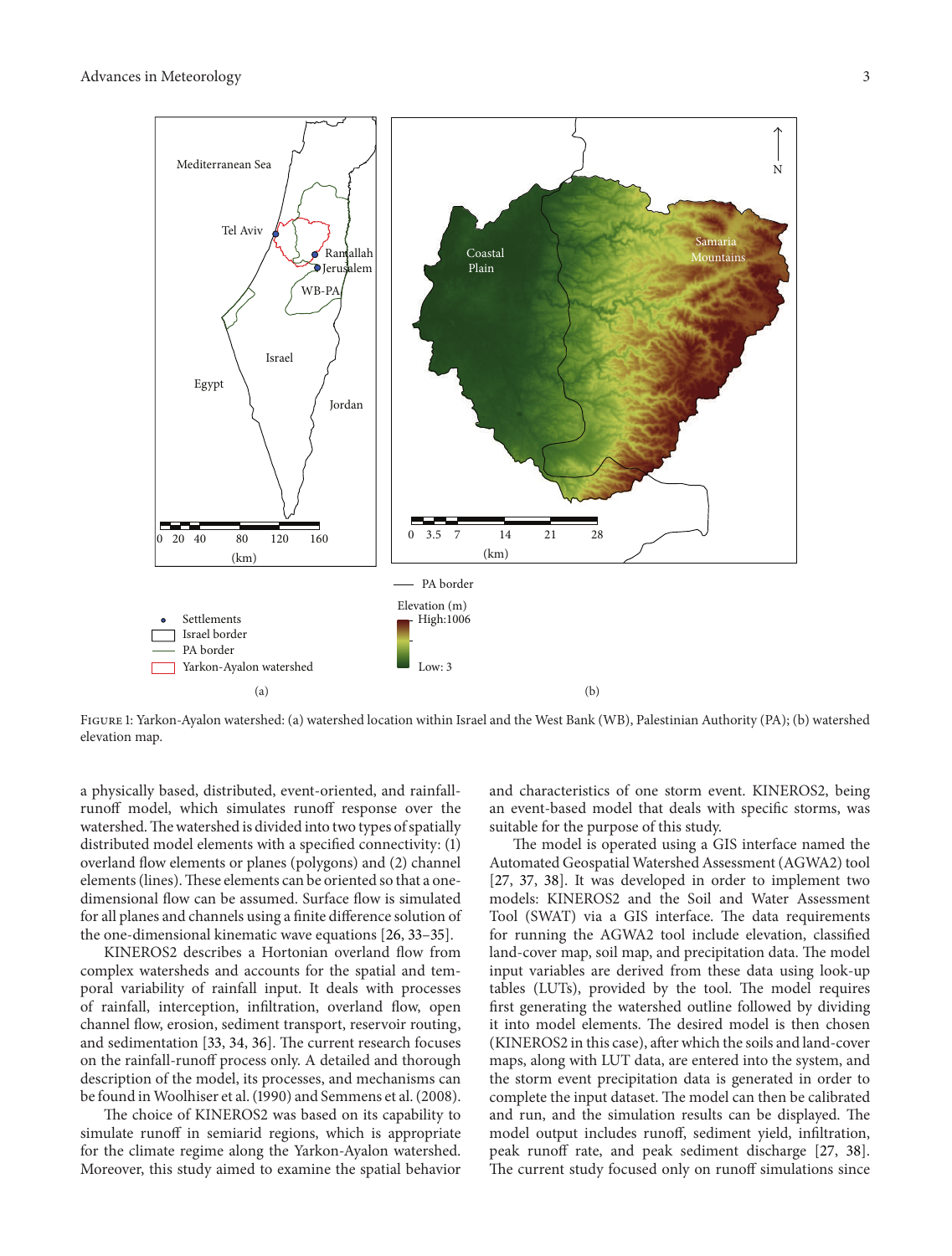Figure 1: Yarkon-Ayalon watershed: (a) watershed location within Israel and the West Bank (WB), Palestinian Authority (PA); (b) watershed elevation map.

a physically based, distributed, event-oriented, and rainfall-runoff model, which simulates runoff response over the watershed. The watershed is divided into two types of spatially distributed model elements with a specified connectivity: (1) overland flow elements or planes (polygons) and (2) channel elements (lines). These elements can be oriented so that a one-dimensional flow can be assumed. Surface flow is simulated for all planes and channels using a finite difference solution of the one-dimensional kinematic wave equations [26, 33–35].

KINEROS2 describes a Hortonian overland flow from complex watersheds and accounts for the spatial and temporal variability of rainfall input. It deals with processes of rainfall, interception, infiltration, overland flow, open channel flow, erosion, sediment transport, reservoir routing, and sedimentation [33, 34, 36]. The current research focuses on the rainfall-runoff process only. A detailed and thorough description of the model, its processes, and mechanisms can be found in Woolhiser et al. (1990) and Semmens et al. (2008).

The choice of KINEROS2 was based on its capability to simulate runoff in semiarid regions, which is appropriate for the climate regime along the Yarkon-Ayalon watershed. Moreover, this study aimed to examine the spatial behavior and characteristics of one storm event. KINEROS2, being an event-based model that deals with specific storms, was suitable for the purpose of this study.

The model is operated using a GIS interface named the Automated Geospatial Watershed Assessment (AGWA2) tool [27, 37, 38]. It was developed in order to implement two models: KINEROS2 and the Soil and Water Assessment Tool (SWAT) via a GIS interface. The data requirements for running the AGWA2 tool include elevation, classified land-cover map, soil map, and precipitation data. The model input variables are derived from these data using look-up tables (LUTs), provided by the tool. The model requires first generating the watershed outline followed by dividing it into model elements. The desired model is then chosen (KINEROS2 in this case), after which the soils and land-cover maps, along with LUT data, are entered into the system, and the storm event precipitation data is generated in order to complete the input dataset. The model can then be calibrated and run, and the simulation results can be displayed. The model output includes runoff, sediment yield, infiltration, peak runoff rate, and peak sediment discharge [27, 38]. The current study focused only on runoff simulations since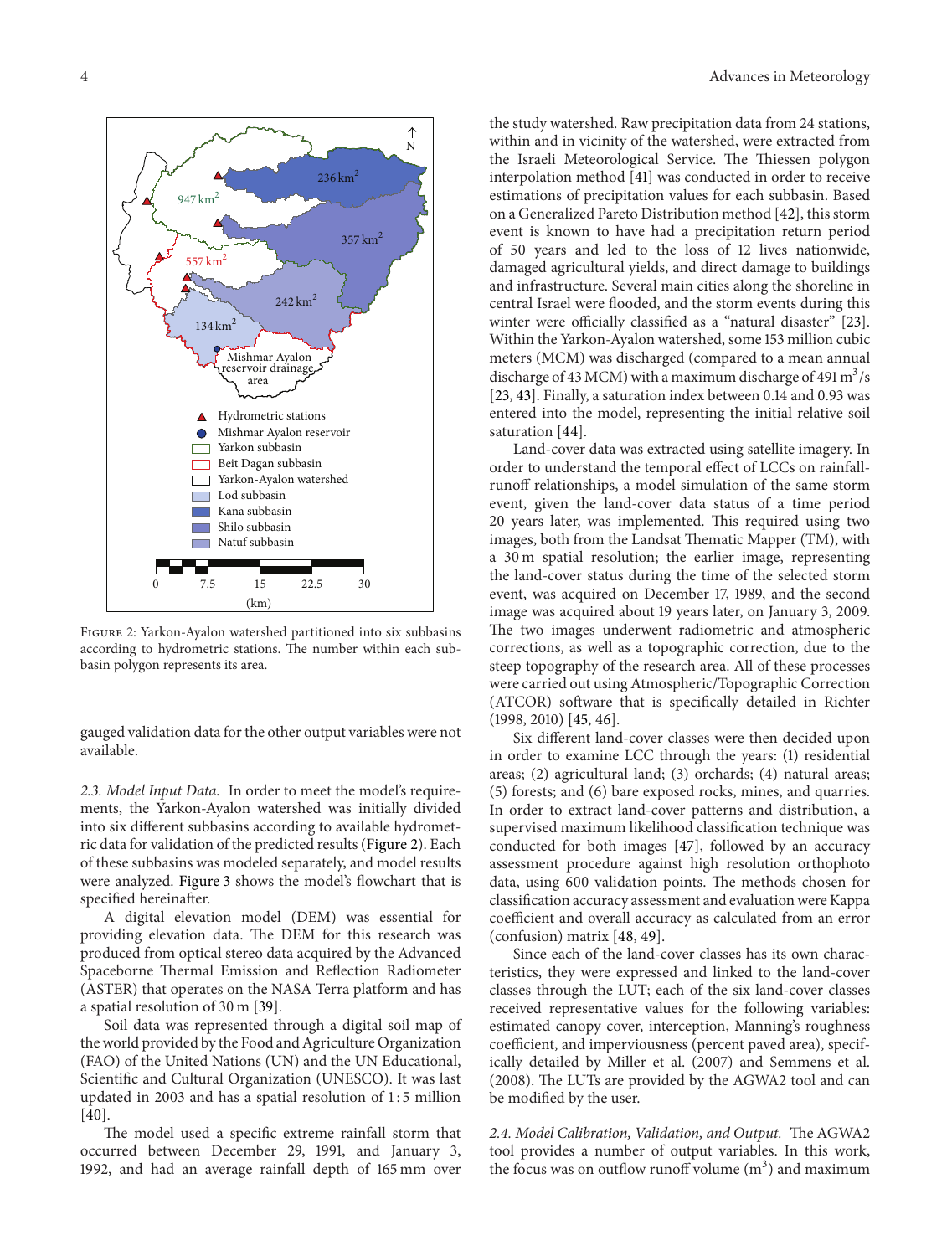Figure 2: Yarkon-Ayalon watershed partitioned into six subbasins according to hydrometric stations. The number within each subbasin polygon represents its area.

gauged validation data for the other output variables were not available.

*2.3. Model Input Data.* In order to meet the model's requirements, the Yarkon-Ayalon watershed was initially divided into six different subbasins according to available hydrometric data for validation of the predicted results (Figure 2). Each of these subbasins was modeled separately, and model results were analyzed. Figure 3 shows the model's flowchart that is specified hereinafter.

A digital elevation model (DEM) was essential for providing elevation data. The DEM for this research was produced from optical stereo data acquired by the Advanced Spaceborne Thermal Emission and Reflection Radiometer (ASTER) that operates on the NASA Terra platform and has a spatial resolution of 30 m [39].

Soil data was represented through a digital soil map of the world provided by the Food and Agriculture Organization (FAO) of the United Nations (UN) and the UN Educational, Scientific and Cultural Organization (UNESCO). It was last updated in 2003 and has a spatial resolution of 1 : 5 million [40].

The model used a specific extreme rainfall storm that occurred between December 29, 1991, and January 3, 1992, and had an average rainfall depth of 165 mm over the study watershed. Raw precipitation data from 24 stations, within and in vicinity of the watershed, were extracted from the Israeli Meteorological Service. The Thiessen polygon interpolation method [41] was conducted in order to receive estimations of precipitation values for each subbasin. Based on a Generalized Pareto Distribution method [42], this storm event is known to have had a precipitation return period of 50 years and led to the loss of 12 lives nationwide, damaged agricultural yields, and direct damage to buildings and infrastructure. Several main cities along the shoreline in central Israel were flooded, and the storm events during this winter were officially classified as a "natural disaster" [23]. Within the Yarkon-Ayalon watershed, some 153 million cubic meters (MCM) was discharged (compared to a mean annual discharge of 43 MCM) with a maximum discharge of 491 $m^3/s$ [23, 43]. Finally, a saturation index between 0.14 and 0.93 was entered into the model, representing the initial relative soil saturation [44].

Land-cover data was extracted using satellite imagery. In order to understand the temporal effect of LCCs on rainfall-runoff relationships, a model simulation of the same storm event, given the land-cover data status of a time period 20 years later, was implemented. This required using two images, both from the Landsat Thematic Mapper (TM), with a 30 m spatial resolution; the earlier image, representing the land-cover status during the time of the selected storm event, was acquired on December 17, 1989, and the second image was acquired about 19 years later, on January 3, 2009. The two images underwent radiometric and atmospheric corrections, as well as a topographic correction, due to the steep topography of the research area. All of these processes were carried out using Atmospheric/Topographic Correction (ATCOR) software that is specifically detailed in Richter (1998, 2010) [45, 46].

Six different land-cover classes were then decided upon in order to examine LCC through the years: (1) residential areas; (2) agricultural land; (3) orchards; (4) natural areas; (5) forests; and (6) bare exposed rocks, mines, and quarries. In order to extract land-cover patterns and distribution, a supervised maximum likelihood classification technique was conducted for both images [47], followed by an accuracy assessment procedure against high resolution orthophoto data, using 600 validation points. The methods chosen for classification accuracy assessment and evaluation were Kappa coefficient and overall accuracy as calculated from an error (confusion) matrix [48, 49].

Since each of the land-cover classes has its own characteristics, they were expressed and linked to the land-cover classes through the LUT; each of the six land-cover classes received representative values for the following variables: estimated canopy cover, interception, Manning's roughness coefficient, and imperviousness (percent paved area), specifically detailed by Miller et al. (2007) and Semmens et al. (2008). The LUTs are provided by the AGWA2 tool and can be modified by the user.

*2.4. Model Calibration, Validation, and Output.* The AGWA2 tool provides a number of output variables. In this work, the focus was on outflow runoff volume ($m^3$) and maximum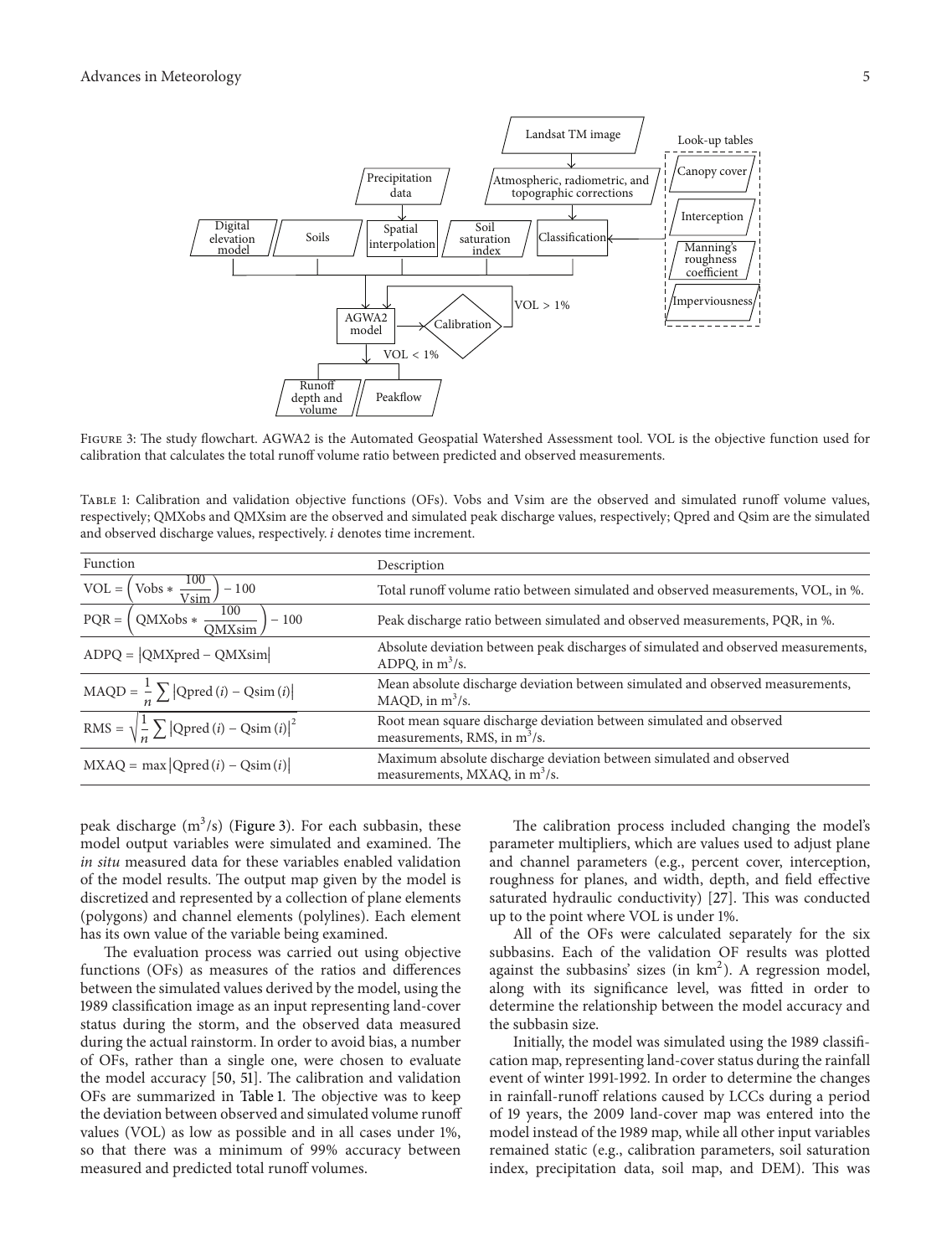Figure 3: The study flowchart. AGWA2 is the Automated Geospatial Watershed Assessment tool. VOL is the objective function used for calibration that calculates the total runoff volume ratio between predicted and observed measurements.

Table 1: Calibration and validation objective functions (OFs). Vobs and Vsim are the observed and simulated runoff volume values, respectively; QMXobs and QMXsim are the observed and simulated peak discharge values, respectively; Qpred and Qsim are the simulated and observed discharge values, respectively. *i* denotes time increment.

| Function | Description |
|---|---|
| $\text{VOL} = \left(\text{Vobs} * \dfrac{100}{\text{Vsim}}\right) - 100$ | Total runoff volume ratio between simulated and observed measurements, VOL, in %. |
| $\text{PQR} = \left(\text{QMXobs} * \dfrac{100}{\text{QMXsim}}\right) - 100$ | Peak discharge ratio between simulated and observed measurements, PQR, in %. |
| $\text{ADPQ} = \lvert \text{QMXpred} - \text{QMXsim} \rvert$ | Absolute deviation between peak discharges of simulated and observed measurements, ADPQ, in $m^3/s$. |
| $\text{MAQD} = \dfrac{1}{n} \sum \lvert \text{Qpred}(i) - \text{Qsim}(i) \rvert$ | Mean absolute discharge deviation between simulated and observed measurements, MAQD, in $m^3/s$. |
| $\text{RMS} = \sqrt{\dfrac{1}{n} \sum \lvert \text{Qpred}(i) - \text{Qsim}(i) \rvert^2}$ | Root mean square discharge deviation between simulated and observed measurements, RMS, in $m^3/s$. |
| $\text{MXAQ} = \max \lvert \text{Qpred}(i) - \text{Qsim}(i) \rvert$ | Maximum absolute discharge deviation between simulated and observed measurements, MXAQ, in $m^3/s$. |

peak discharge ($m^3/s$) (Figure 3). For each subbasin, these model output variables were simulated and examined. The *in situ* measured data for these variables enabled validation of the model results. The output map given by the model is discretized and represented by a collection of plane elements (polygons) and channel elements (polylines). Each element has its own value of the variable being examined.

The evaluation process was carried out using objective functions (OFs) as measures of the ratios and differences between the simulated values derived by the model, using the 1989 classification image as an input representing land-cover status during the storm, and the observed data measured during the actual rainstorm. In order to avoid bias, a number of OFs, rather than a single one, were chosen to evaluate the model accuracy [50, 51]. The calibration and validation OFs are summarized in Table 1. The objective was to keep the deviation between observed and simulated volume runoff values (VOL) as low as possible and in all cases under 1%, so that there was a minimum of 99% accuracy between measured and predicted total runoff volumes.

The calibration process included changing the model's parameter multipliers, which are values used to adjust plane and channel parameters (e.g., percent cover, interception, roughness for planes, and width, depth, and field effective saturated hydraulic conductivity) [27]. This was conducted up to the point where VOL is under 1%.

All of the OFs were calculated separately for the six subbasins. Each of the validation OF results was plotted against the subbasins' sizes (in $km^2$). A regression model, along with its significance level, was fitted in order to determine the relationship between the model accuracy and the subbasin size.

Initially, the model was simulated using the 1989 classification map, representing land-cover status during the rainfall event of winter 1991-1992. In order to determine the changes in rainfall-runoff relations caused by LCCs during a period of 19 years, the 2009 land-cover map was entered into the model instead of the 1989 map, while all other input variables remained static (e.g., calibration parameters, soil saturation index, precipitation data, soil map, and DEM). This was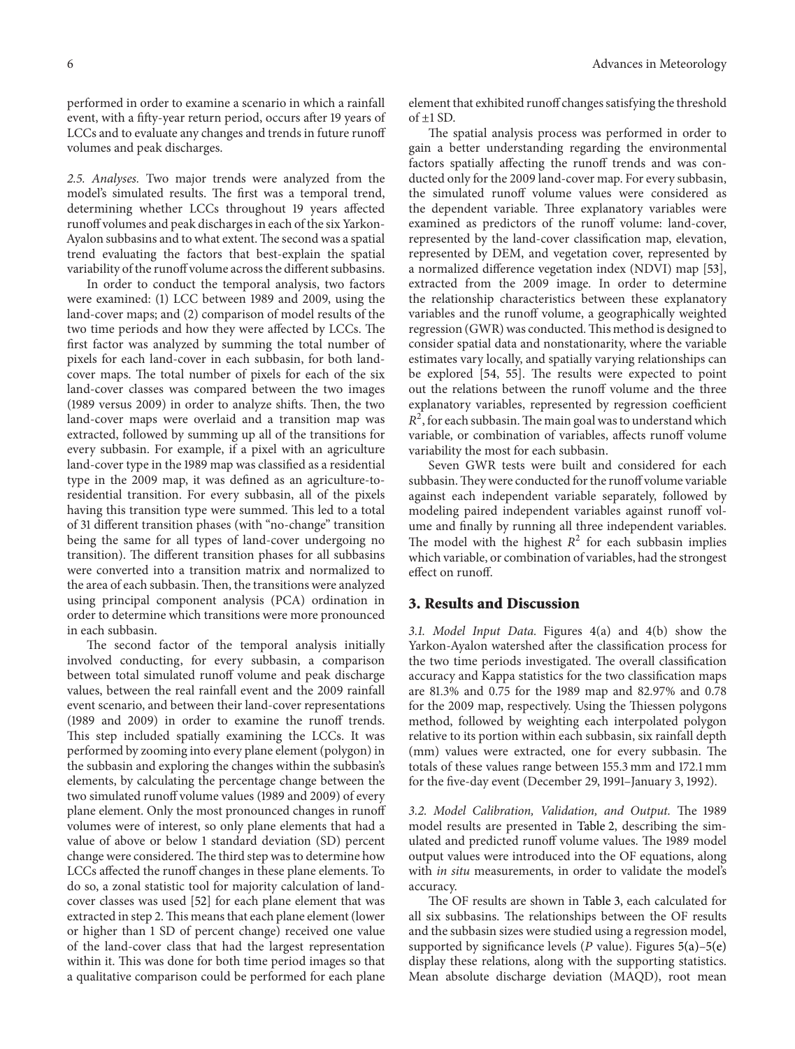performed in order to examine a scenario in which a rainfall event, with a fifty-year return period, occurs after 19 years of LCCs and to evaluate any changes and trends in future runoff volumes and peak discharges.

*2.5. Analyses.* Two major trends were analyzed from the model's simulated results. The first was a temporal trend, determining whether LCCs throughout 19 years affected runoff volumes and peak discharges in each of the six Yarkon-Ayalon subbasins and to what extent. The second was a spatial trend evaluating the factors that best-explain the spatial variability of the runoff volume across the different subbasins.

In order to conduct the temporal analysis, two factors were examined: (1) LCC between 1989 and 2009, using the land-cover maps; and (2) comparison of model results of the two time periods and how they were affected by LCCs. The first factor was analyzed by summing the total number of pixels for each land-cover in each subbasin, for both land-cover maps. The total number of pixels for each of the six land-cover classes was compared between the two images (1989 versus 2009) in order to analyze shifts. Then, the two land-cover maps were overlaid and a transition map was extracted, followed by summing up all of the transitions for every subbasin. For example, if a pixel with an agriculture land-cover type in the 1989 map was classified as a residential type in the 2009 map, it was defined as an agriculture-to-residential transition. For every subbasin, all of the pixels having this transition type were summed. This led to a total of 31 different transition phases (with "no-change" transition being the same for all types of land-cover undergoing no transition). The different transition phases for all subbasins were converted into a transition matrix and normalized to the area of each subbasin. Then, the transitions were analyzed using principal component analysis (PCA) ordination in order to determine which transitions were more pronounced in each subbasin.

The second factor of the temporal analysis initially involved conducting, for every subbasin, a comparison between total simulated runoff volume and peak discharge values, between the real rainfall event and the 2009 rainfall event scenario, and between their land-cover representations (1989 and 2009) in order to examine the runoff trends. This step included spatially examining the LCCs. It was performed by zooming into every plane element (polygon) in the subbasin and exploring the changes within the subbasin's elements, by calculating the percentage change between the two simulated runoff volume values (1989 and 2009) of every plane element. Only the most pronounced changes in runoff volumes were of interest, so only plane elements that had a value of above or below 1 standard deviation (SD) percent change were considered. The third step was to determine how LCCs affected the runoff changes in these plane elements. To do so, a zonal statistic tool for majority calculation of land-cover classes was used [52] for each plane element that was extracted in step 2. This means that each plane element (lower or higher than 1 SD of percent change) received one value of the land-cover class that had the largest representation within it. This was done for both time period images so that a qualitative comparison could be performed for each plane element that exhibited runoff changes satisfying the threshold of ±1 SD.

The spatial analysis process was performed in order to gain a better understanding regarding the environmental factors spatially affecting the runoff trends and was conducted only for the 2009 land-cover map. For every subbasin, the simulated runoff volume values were considered as the dependent variable. Three explanatory variables were examined as predictors of the runoff volume: land-cover, represented by the land-cover classification map, elevation, represented by DEM, and vegetation cover, represented by a normalized difference vegetation index (NDVI) map [53], extracted from the 2009 image. In order to determine the relationship characteristics between these explanatory variables and the runoff volume, a geographically weighted regression (GWR) was conducted. This method is designed to consider spatial data and nonstationarity, where the variable estimates vary locally, and spatially varying relationships can be explored [54, 55]. The results were expected to point out the relations between the runoff volume and the three explanatory variables, represented by regression coefficient $R^2$, for each subbasin. The main goal was to understand which variable, or combination of variables, affects runoff volume variability the most for each subbasin.

Seven GWR tests were built and considered for each subbasin. They were conducted for the runoff volume variable against each independent variable separately, followed by modeling paired independent variables against runoff volume and finally by running all three independent variables. The model with the highest $R^2$ for each subbasin implies which variable, or combination of variables, had the strongest effect on runoff.

## 3. Results and Discussion

*3.1. Model Input Data.* Figures 4(a) and 4(b) show the Yarkon-Ayalon watershed after the classification process for the two time periods investigated. The overall classification accuracy and Kappa statistics for the two classification maps are 81.3% and 0.75 for the 1989 map and 82.97% and 0.78 for the 2009 map, respectively. Using the Thiessen polygons method, followed by weighting each interpolated polygon relative to its portion within each subbasin, six rainfall depth (mm) values were extracted, one for every subbasin. The totals of these values range between 155.3 mm and 172.1 mm for the five-day event (December 29, 1991–January 3, 1992).

*3.2. Model Calibration, Validation, and Output.* The 1989 model results are presented in Table 2, describing the simulated and predicted runoff volume values. The 1989 model output values were introduced into the OF equations, along with *in situ* measurements, in order to validate the model's accuracy.

The OF results are shown in Table 3, each calculated for all six subbasins. The relationships between the OF results and the subbasin sizes were studied using a regression model, supported by significance levels ($P$ value). Figures 5(a)–5(e) display these relations, along with the supporting statistics. Mean absolute discharge deviation (MAQD), root mean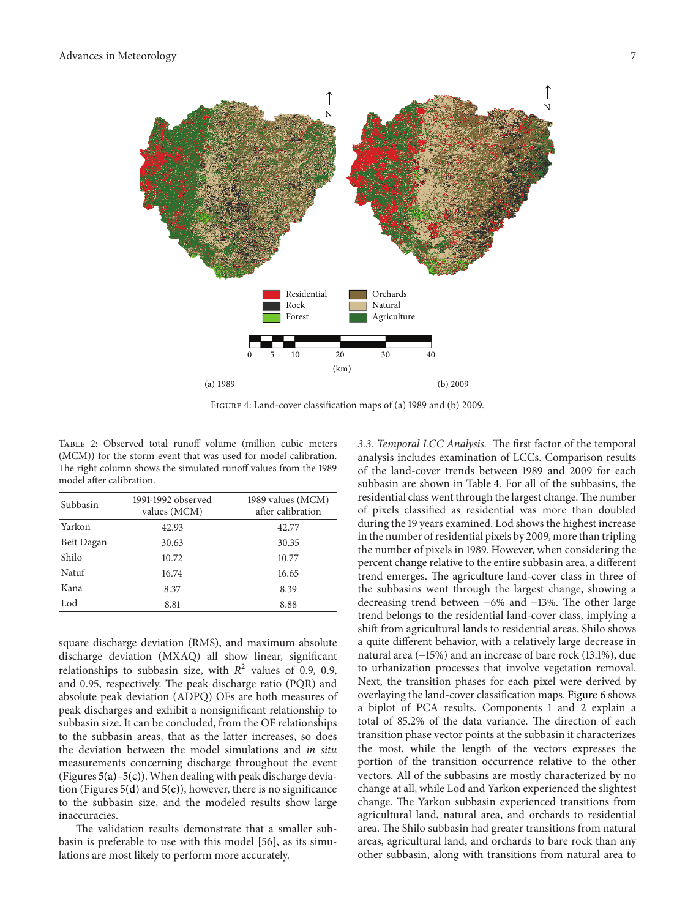Figure 4: Land-cover classification maps of (a) 1989 and (b) 2009.

Table 2: Observed total runoff volume (million cubic meters (MCM)) for the storm event that was used for model calibration. The right column shows the simulated runoff values from the 1989 model after calibration.

| Subbasin | 1991-1992 observed values (MCM) | 1989 values (MCM) after calibration |
|---|---|---|
| Yarkon | 42.93 | 42.77 |
| Beit Dagan | 30.63 | 30.35 |
| Shilo | 10.72 | 10.77 |
| Natuf | 16.74 | 16.65 |
| Kana | 8.37 | 8.39 |
| Lod | 8.81 | 8.88 |

square discharge deviation (RMS), and maximum absolute discharge deviation (MXAQ) all show linear, significant relationships to subbasin size, with $R^2$ values of 0.9, 0.9, and 0.95, respectively. The peak discharge ratio (PQR) and absolute peak deviation (ADPQ) OFs are both measures of peak discharges and exhibit a nonsignificant relationship to subbasin size. It can be concluded, from the OF relationships to the subbasin areas, that as the latter increases, so does the deviation between the model simulations and *in situ* measurements concerning discharge throughout the event (Figures 5(a)–5(c)). When dealing with peak discharge deviation (Figures 5(d) and 5(e)), however, there is no significance to the subbasin size, and the modeled results show large inaccuracies.

The validation results demonstrate that a smaller subbasin is preferable to use with this model [56], as its simulations are most likely to perform more accurately.

*3.3. Temporal LCC Analysis.* The first factor of the temporal analysis includes examination of LCCs. Comparison results of the land-cover trends between 1989 and 2009 for each subbasin are shown in Table 4. For all of the subbasins, the residential class went through the largest change. The number of pixels classified as residential was more than doubled during the 19 years examined. Lod shows the highest increase in the number of residential pixels by 2009, more than tripling the number of pixels in 1989. However, when considering the percent change relative to the entire subbasin area, a different trend emerges. The agriculture land-cover class in three of the subbasins went through the largest change, showing a decreasing trend between −6% and −13%. The other large trend belongs to the residential land-cover class, implying a shift from agricultural lands to residential areas. Shilo shows a quite different behavior, with a relatively large decrease in natural area (−15%) and an increase of bare rock (13.1%), due to urbanization processes that involve vegetation removal. Next, the transition phases for each pixel were derived by overlaying the land-cover classification maps. Figure 6 shows a biplot of PCA results. Components 1 and 2 explain a total of 85.2% of the data variance. The direction of each transition phase vector points at the subbasin it characterizes the most, while the length of the vectors expresses the portion of the transition occurrence relative to the other vectors. All of the subbasins are mostly characterized by no change at all, while Lod and Yarkon experienced the slightest change. The Yarkon subbasin experienced transitions from agricultural land, natural area, and orchards to residential area. The Shilo subbasin had greater transitions from natural areas, agricultural land, and orchards to bare rock than any other subbasin, along with transitions from natural area to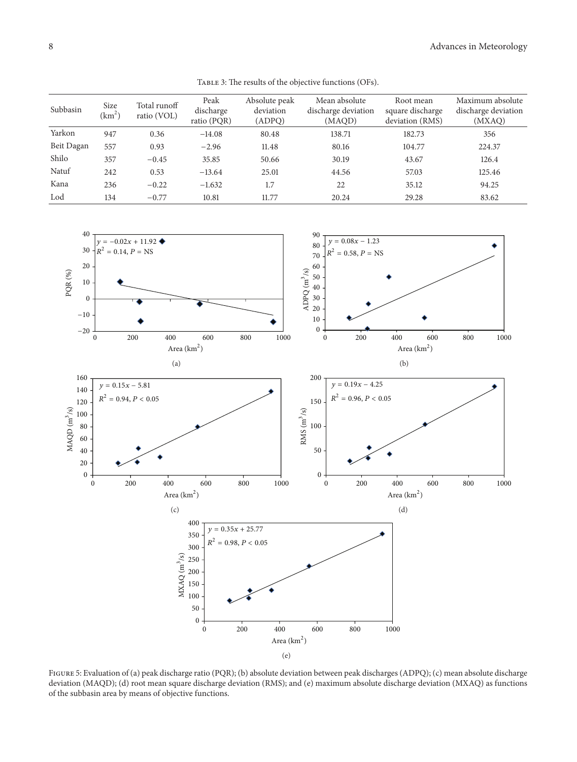Table 3: The results of the objective functions (OFs).

| Subbasin | Size ($km^2$) | Total runoff ratio (VOL) | Peak discharge ratio (PQR) | Absolute peak deviation (ADPQ) | Mean absolute discharge deviation (MAQD) | Root mean square discharge deviation (RMS) | Maximum absolute discharge deviation (MXAQ) |
|---|---|---|---|---|---|---|---|
| Yarkon | 947 | 0.36 | −14.08 | 80.48 | 138.71 | 182.73 | 356 |
| Beit Dagan | 557 | 0.93 | −2.96 | 11.48 | 80.16 | 104.77 | 224.37 |
| Shilo | 357 | −0.45 | 35.85 | 50.66 | 30.19 | 43.67 | 126.4 |
| Natuf | 242 | 0.53 | −13.64 | 25.01 | 44.56 | 57.03 | 125.46 |
| Kana | 236 | −0.22 | −1.632 | 1.7 | 22 | 35.12 | 94.25 |
| Lod | 134 | −0.77 | 10.81 | 11.77 | 20.24 | 29.28 | 83.62 |

Figure 5: Evaluation of (a) peak discharge ratio (PQR); (b) absolute deviation between peak discharges (ADPQ); (c) mean absolute discharge deviation (MAQD); (d) root mean square discharge deviation (RMS); and (e) maximum absolute discharge deviation (MXAQ) as functions of the subbasin area by means of objective functions.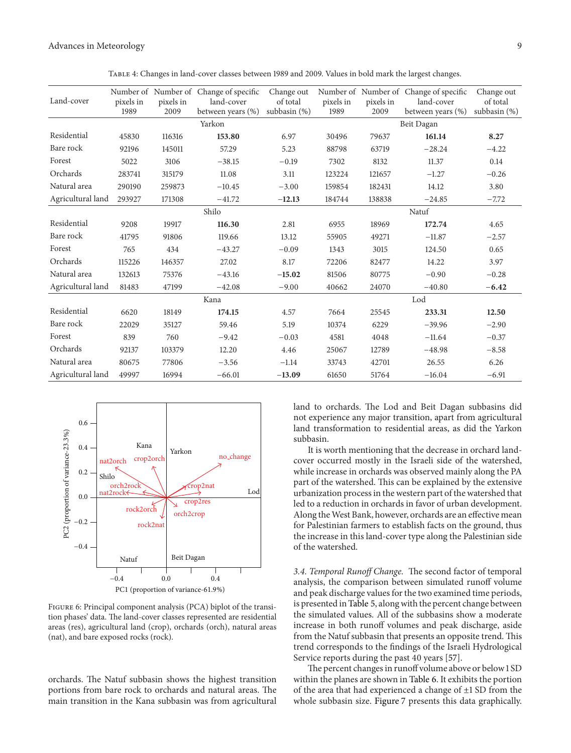Table 4: Changes in land-cover classes between 1989 and 2009. Values in bold mark the largest changes.

| Land-cover | Number of pixels in 1989 | Number of pixels in 2009 | Change of specific land-cover between years (%) | Change out of total subbasin (%) | Number of pixels in 1989 | Number of pixels in 2009 | Change of specific land-cover between years (%) | Change out of total subbasin (%) |
|---|---|---|---|---|---|---|---|---|
| | Yarkon | | | | Beit Dagan | | | |
| Residential | 45830 | 116316 | **153.80** | 6.97 | 30496 | 79637 | **161.14** | **8.27** |
| Bare rock | 92196 | 145011 | 57.29 | 5.23 | 88798 | 63719 | −28.24 | −4.22 |
| Forest | 5022 | 3106 | −38.15 | −0.19 | 7302 | 8132 | 11.37 | 0.14 |
| Orchards | 283741 | 315179 | 11.08 | 3.11 | 123224 | 121657 | −1.27 | −0.26 |
| Natural area | 290190 | 259873 | −10.45 | −3.00 | 159854 | 182431 | 14.12 | 3.80 |
| Agricultural land | 293927 | 171308 | −41.72 | **−12.13** | 184744 | 138838 | −24.85 | −7.72 |
| | Shilo | | | | Natuf | | | |
| Residential | 9208 | 19917 | **116.30** | 2.81 | 6955 | 18969 | **172.74** | 4.65 |
| Bare rock | 41795 | 91806 | 119.66 | 13.12 | 55905 | 49271 | −11.87 | −2.57 |
| Forest | 765 | 434 | −43.27 | −0.09 | 1343 | 3015 | 124.50 | 0.65 |
| Orchards | 115226 | 146357 | 27.02 | 8.17 | 72206 | 82477 | 14.22 | 3.97 |
| Natural area | 132613 | 75376 | −43.16 | **−15.02** | 81506 | 80775 | −0.90 | −0.28 |
| Agricultural land | 81483 | 47199 | −42.08 | −9.00 | 40662 | 24070 | −40.80 | **−6.42** |
| | Kana | | | | Lod | | | |
| Residential | 6620 | 18149 | **174.15** | 4.57 | 7664 | 25545 | **233.31** | **12.50** |
| Bare rock | 22029 | 35127 | 59.46 | 5.19 | 10374 | 6229 | −39.96 | −2.90 |
| Forest | 839 | 760 | −9.42 | −0.03 | 4581 | 4048 | −11.64 | −0.37 |
| Orchards | 92137 | 103379 | 12.20 | 4.46 | 25067 | 12789 | −48.98 | −8.58 |
| Natural area | 80675 | 77806 | −3.56 | −1.14 | 33743 | 42701 | 26.55 | 6.26 |
| Agricultural land | 49997 | 16994 | −66.01 | **−13.09** | 61650 | 51764 | −16.04 | −6.91 |

Figure 6: Principal component analysis (PCA) biplot of the transition phases' data. The land-cover classes represented are residential areas (res), agricultural land (crop), orchards (orch), natural areas (nat), and bare exposed rocks (rock).

orchards. The Natuf subbasin shows the highest transition portions from bare rock to orchards and natural areas. The main transition in the Kana subbasin was from agricultural land to orchards. The Lod and Beit Dagan subbasins did not experience any major transition, apart from agricultural land transformation to residential areas, as did the Yarkon subbasin.

It is worth mentioning that the decrease in orchard land-cover occurred mostly in the Israeli side of the watershed, while increase in orchards was observed mainly along the PA part of the watershed. This can be explained by the extensive urbanization process in the western part of the watershed that led to a reduction in orchards in favor of urban development. Along the West Bank, however, orchards are an effective mean for Palestinian farmers to establish facts on the ground, thus the increase in this land-cover type along the Palestinian side of the watershed.

*3.4. Temporal Runoff Change.* The second factor of temporal analysis, the comparison between simulated runoff volume and peak discharge values for the two examined time periods, is presented in Table 5, along with the percent change between the simulated values. All of the subbasins show a moderate increase in both runoff volumes and peak discharge, aside from the Natuf subbasin that presents an opposite trend. This trend corresponds to the findings of the Israeli Hydrological Service reports during the past 40 years [57].

The percent changes in runoff volume above or below 1 SD within the planes are shown in Table 6. It exhibits the portion of the area that had experienced a change of ±1 SD from the whole subbasin size. Figure 7 presents this data graphically.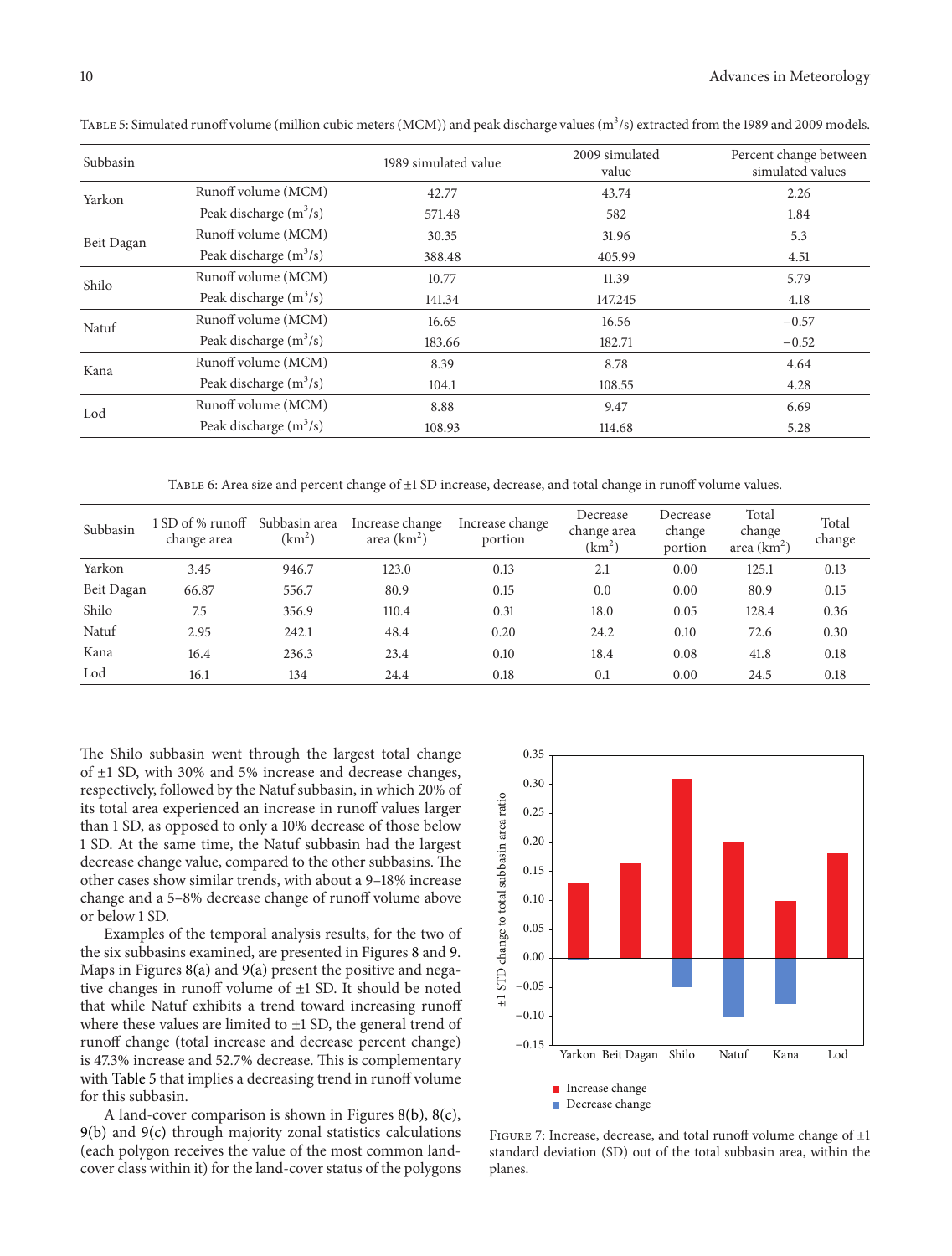Table 5: Simulated runoff volume (million cubic meters (MCM)) and peak discharge values ($m^3/s$) extracted from the 1989 and 2009 models.

| Subbasin | | 1989 simulated value | 2009 simulated value | Percent change between simulated values |
|---|---|---|---|---|
| Yarkon | Runoff volume (MCM) | 42.77 | 43.74 | 2.26 |
| | Peak discharge ($m^3/s$) | 571.48 | 582 | 1.84 |
| Beit Dagan | Runoff volume (MCM) | 30.35 | 31.96 | 5.3 |
| | Peak discharge ($m^3/s$) | 388.48 | 405.99 | 4.51 |
| Shilo | Runoff volume (MCM) | 10.77 | 11.39 | 5.79 |
| | Peak discharge ($m^3/s$) | 141.34 | 147.245 | 4.18 |
| Natuf | Runoff volume (MCM) | 16.65 | 16.56 | −0.57 |
| | Peak discharge ($m^3/s$) | 183.66 | 182.71 | −0.52 |
| Kana | Runoff volume (MCM) | 8.39 | 8.78 | 4.64 |
| | Peak discharge ($m^3/s$) | 104.1 | 108.55 | 4.28 |
| Lod | Runoff volume (MCM) | 8.88 | 9.47 | 6.69 |
| | Peak discharge ($m^3/s$) | 108.93 | 114.68 | 5.28 |

Table 6: Area size and percent change of ±1 SD increase, decrease, and total change in runoff volume values.

| Subbasin | 1 SD of % runoff change area | Subbasin area ($km^2$) | Increase change area ($km^2$) | Increase change portion | Decrease change area ($km^2$) | Decrease change portion | Total change area ($km^2$) | Total change |
|---|---|---|---|---|---|---|---|---|
| Yarkon | 3.45 | 946.7 | 123.0 | 0.13 | 2.1 | 0.00 | 125.1 | 0.13 |
| Beit Dagan | 66.87 | 556.7 | 80.9 | 0.15 | 0.0 | 0.00 | 80.9 | 0.15 |
| Shilo | 7.5 | 356.9 | 110.4 | 0.31 | 18.0 | 0.05 | 128.4 | 0.36 |
| Natuf | 2.95 | 242.1 | 48.4 | 0.20 | 24.2 | 0.10 | 72.6 | 0.30 |
| Kana | 16.4 | 236.3 | 23.4 | 0.10 | 18.4 | 0.08 | 41.8 | 0.18 |
| Lod | 16.1 | 134 | 24.4 | 0.18 | 0.1 | 0.00 | 24.5 | 0.18 |

The Shilo subbasin went through the largest total change of ±1 SD, with 30% and 5% increase and decrease changes, respectively, followed by the Natuf subbasin, in which 20% of its total area experienced an increase in runoff values larger than 1 SD, as opposed to only a 10% decrease of those below 1 SD. At the same time, the Natuf subbasin had the largest decrease change value, compared to the other subbasins. The other cases show similar trends, with about a 9–18% increase change and a 5–8% decrease change of runoff volume above or below 1 SD.

Examples of the temporal analysis results, for the two of the six subbasins examined, are presented in Figures 8 and 9. Maps in Figures 8(a) and 9(a) present the positive and negative changes in runoff volume of ±1 SD. It should be noted that while Natuf exhibits a trend toward increasing runoff where these values are limited to ±1 SD, the general trend of runoff change (total increase and decrease percent change) is 47.3% increase and 52.7% decrease. This is complementary with Table 5 that implies a decreasing trend in runoff volume for this subbasin.

A land-cover comparison is shown in Figures 8(b), 8(c), 9(b) and 9(c) through majority zonal statistics calculations (each polygon receives the value of the most common land-cover class within it) for the land-cover status of the polygons

Figure 7: Increase, decrease, and total runoff volume change of ±1 standard deviation (SD) out of the total subbasin area, within the planes.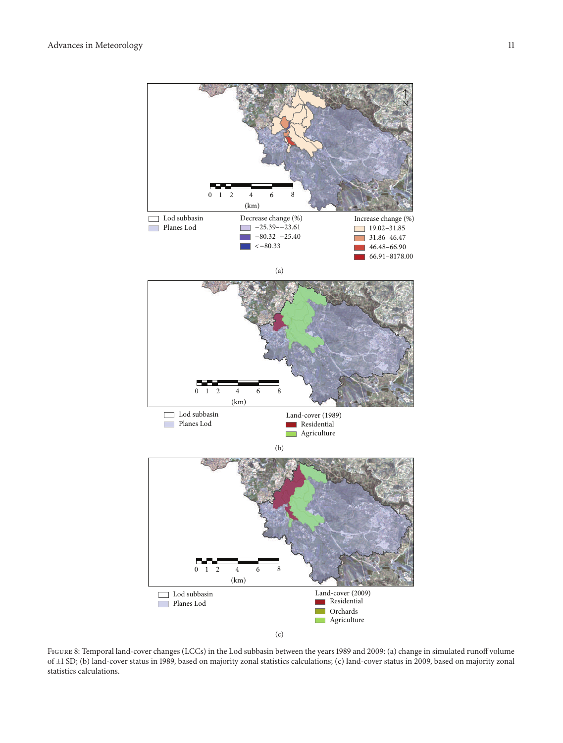Figure 8: Temporal land-cover changes (LCCs) in the Lod subbasin between the years 1989 and 2009: (a) change in simulated runoff volume of ±1 SD; (b) land-cover status in 1989, based on majority zonal statistics calculations; (c) land-cover status in 2009, based on majority zonal statistics calculations.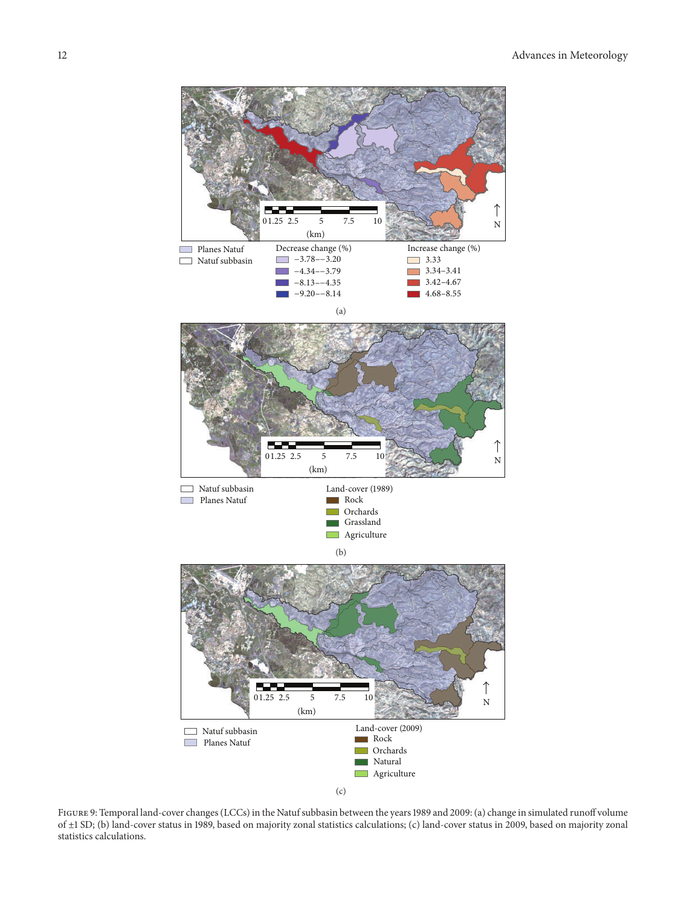FIGURE 9: Temporal land-cover changes (LCCs) in the Natuf subbasin between the years 1989 and 2009: (a) change in simulated runoff volume of ±1 SD; (b) land-cover status in 1989, based on majority zonal statistics calculations; (c) land-cover status in 2009, based on majority zonal statistics calculations.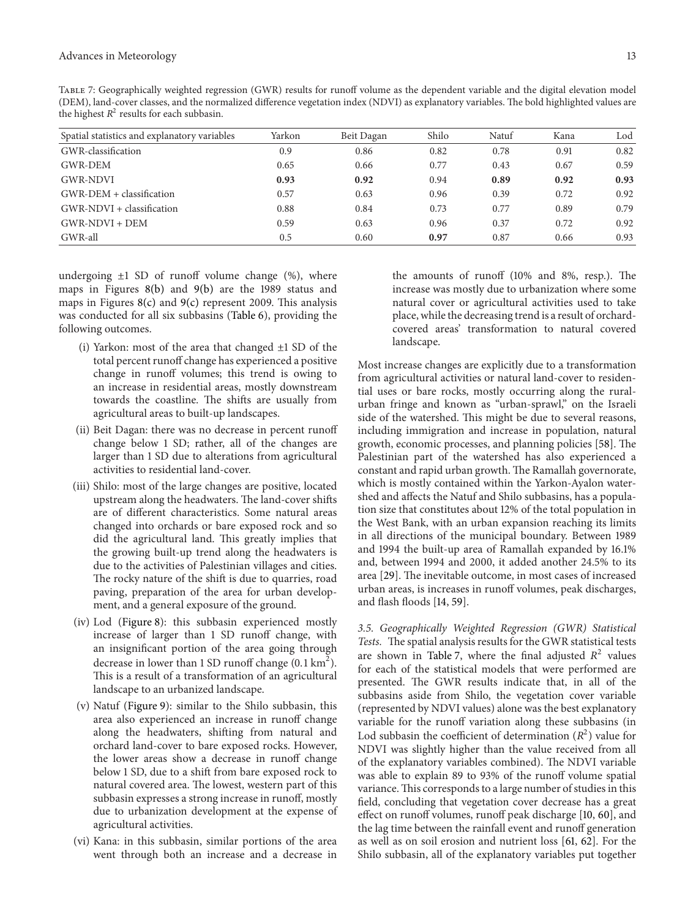Table 7: Geographically weighted regression (GWR) results for runoff volume as the dependent variable and the digital elevation model (DEM), land-cover classes, and the normalized difference vegetation index (NDVI) as explanatory variables. The bold highlighted values are the highest $R^2$ results for each subbasin.

| Spatial statistics and explanatory variables | Yarkon | Beit Dagan | Shilo | Natuf | Kana | Lod |
|---|---|---|---|---|---|---|
| GWR-classification | 0.9 | 0.86 | 0.82 | 0.78 | 0.91 | 0.82 |
| GWR-DEM | 0.65 | 0.66 | 0.77 | 0.43 | 0.67 | 0.59 |
| GWR-NDVI | **0.93** | **0.92** | 0.94 | **0.89** | **0.92** | **0.93** |
| GWR-DEM + classification | 0.57 | 0.63 | 0.96 | 0.39 | 0.72 | 0.92 |
| GWR-NDVI + classification | 0.88 | 0.84 | 0.73 | 0.77 | 0.89 | 0.79 |
| GWR-NDVI + DEM | 0.59 | 0.63 | 0.96 | 0.37 | 0.72 | 0.92 |
| GWR-all | 0.5 | 0.60 | **0.97** | 0.87 | 0.66 | 0.93 |

undergoing ±1 SD of runoff volume change (%), where maps in Figures 8(b) and 9(b) are the 1989 status and maps in Figures 8(c) and 9(c) represent 2009. This analysis was conducted for all six subbasins (Table 6), providing the following outcomes.

(i) Yarkon: most of the area that changed ±1 SD of the total percent runoff change has experienced a positive change in runoff volumes; this trend is owing to an increase in residential areas, mostly downstream towards the coastline. The shifts are usually from agricultural areas to built-up landscapes.

(ii) Beit Dagan: there was no decrease in percent runoff change below 1 SD; rather, all of the changes are larger than 1 SD due to alterations from agricultural activities to residential land-cover.

(iii) Shilo: most of the large changes are positive, located upstream along the headwaters. The land-cover shifts are of different characteristics. Some natural areas changed into orchards or bare exposed rock and so did the agricultural land. This greatly implies that the growing built-up trend along the headwaters is due to the activities of Palestinian villages and cities. The rocky nature of the shift is due to quarries, road paving, preparation of the area for urban development, and a general exposure of the ground.

(iv) Lod (Figure 8): this subbasin experienced mostly increase of larger than 1 SD runoff change, with an insignificant portion of the area going through decrease in lower than 1 SD runoff change (0.1 $km^2$). This is a result of a transformation of an agricultural landscape to an urbanized landscape.

(v) Natuf (Figure 9): similar to the Shilo subbasin, this area also experienced an increase in runoff change along the headwaters, shifting from natural and orchard land-cover to bare exposed rocks. However, the lower areas show a decrease in runoff change below 1 SD, due to a shift from bare exposed rock to natural covered area. The lowest, western part of this subbasin expresses a strong increase in runoff, mostly due to urbanization development at the expense of agricultural activities.

(vi) Kana: in this subbasin, similar portions of the area went through both an increase and a decrease in the amounts of runoff (10% and 8%, resp.). The increase was mostly due to urbanization where some natural cover or agricultural activities used to take place, while the decreasing trend is a result of orchard-covered areas' transformation to natural covered landscape.

Most increase changes are explicitly due to a transformation from agricultural activities or natural land-cover to residential uses or bare rocks, mostly occurring along the rural-urban fringe and known as "urban-sprawl," on the Israeli side of the watershed. This might be due to several reasons, including immigration and increase in population, natural growth, economic processes, and planning policies [58]. The Palestinian part of the watershed has also experienced a constant and rapid urban growth. The Ramallah governorate, which is mostly contained within the Yarkon-Ayalon watershed and affects the Natuf and Shilo subbasins, has a population size that constitutes about 12% of the total population in the West Bank, with an urban expansion reaching its limits in all directions of the municipal boundary. Between 1989 and 1994 the built-up area of Ramallah expanded by 16.1% and, between 1994 and 2000, it added another 24.5% to its area [29]. The inevitable outcome, in most cases of increased urban areas, is increases in runoff volumes, peak discharges, and flash floods [14, 59].

*3.5. Geographically Weighted Regression (GWR) Statistical Tests.* The spatial analysis results for the GWR statistical tests are shown in Table 7, where the final adjusted $R^2$ values for each of the statistical models that were performed are presented. The GWR results indicate that, in all of the subbasins aside from Shilo, the vegetation cover variable (represented by NDVI values) alone was the best explanatory variable for the runoff variation along these subbasins (in Lod subbasin the coefficient of determination ($R^2$) value for NDVI was slightly higher than the value received from all of the explanatory variables combined). The NDVI variable was able to explain 89 to 93% of the runoff volume spatial variance. This corresponds to a large number of studies in this field, concluding that vegetation cover decrease has a great effect on runoff volumes, runoff peak discharge [10, 60], and the lag time between the rainfall event and runoff generation as well as on soil erosion and nutrient loss [61, 62]. For the Shilo subbasin, all of the explanatory variables put together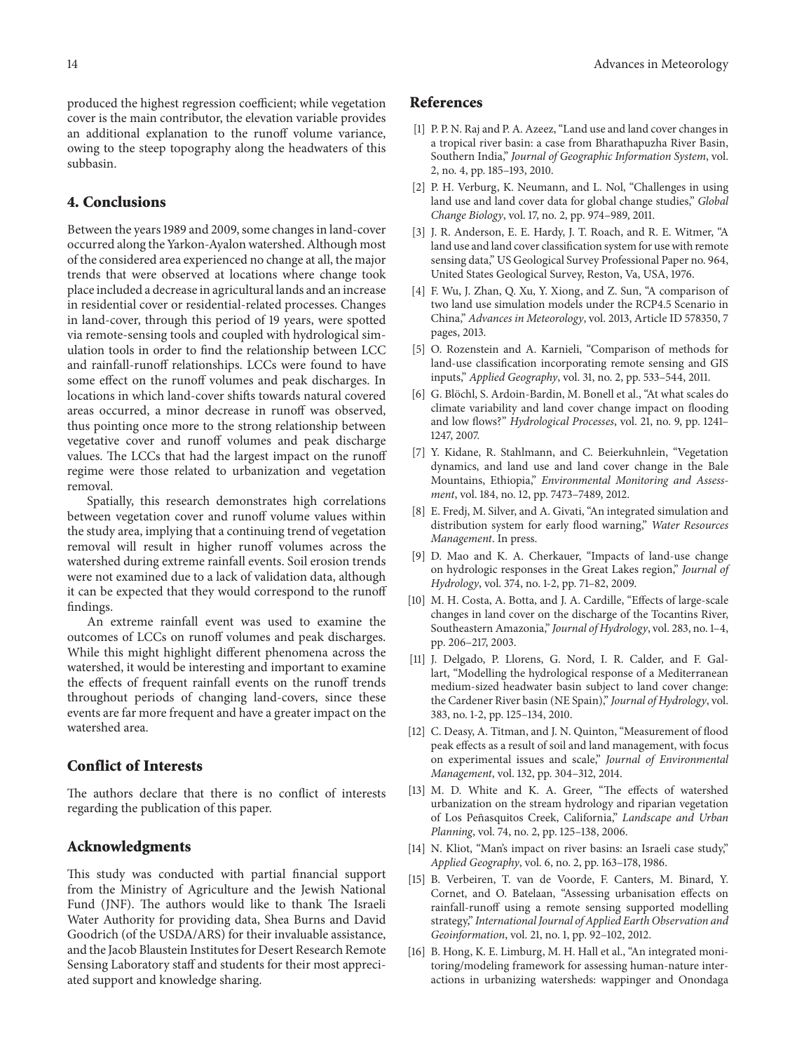produced the highest regression coefficient; while vegetation cover is the main contributor, the elevation variable provides an additional explanation to the runoff volume variance, owing to the steep topography along the headwaters of this subbasin.

## 4. Conclusions

Between the years 1989 and 2009, some changes in land-cover occurred along the Yarkon-Ayalon watershed. Although most of the considered area experienced no change at all, the major trends that were observed at locations where change took place included a decrease in agricultural lands and an increase in residential cover or residential-related processes. Changes in land-cover, through this period of 19 years, were spotted via remote-sensing tools and coupled with hydrological simulation tools in order to find the relationship between LCC and rainfall-runoff relationships. LCCs were found to have some effect on the runoff volumes and peak discharges. In locations in which land-cover shifts towards natural covered areas occurred, a minor decrease in runoff was observed, thus pointing once more to the strong relationship between vegetative cover and runoff volumes and peak discharge values. The LCCs that had the largest impact on the runoff regime were those related to urbanization and vegetation removal.

Spatially, this research demonstrates high correlations between vegetation cover and runoff volume values within the study area, implying that a continuing trend of vegetation removal will result in higher runoff volumes across the watershed during extreme rainfall events. Soil erosion trends were not examined due to a lack of validation data, although it can be expected that they would correspond to the runoff findings.

An extreme rainfall event was used to examine the outcomes of LCCs on runoff volumes and peak discharges. While this might highlight different phenomena across the watershed, it would be interesting and important to examine the effects of frequent rainfall events on the runoff trends throughout periods of changing land-covers, since these events are far more frequent and have a greater impact on the watershed area.

## Conflict of Interests

The authors declare that there is no conflict of interests regarding the publication of this paper.

## Acknowledgments

This study was conducted with partial financial support from the Ministry of Agriculture and the Jewish National Fund (JNF). The authors would like to thank The Israeli Water Authority for providing data, Shea Burns and David Goodrich (of the USDA/ARS) for their invaluable assistance, and the Jacob Blaustein Institutes for Desert Research Remote Sensing Laboratory staff and students for their most appreciated support and knowledge sharing.

## References

[1] P. P. N. Raj and P. A. Azeez, "Land use and land cover changes in a tropical river basin: a case from Bharathapuzha River Basin, Southern India," *Journal of Geographic Information System*, vol. 2, no. 4, pp. 185–193, 2010.

[2] P. H. Verburg, K. Neumann, and L. Nol, "Challenges in using land use and land cover data for global change studies," *Global Change Biology*, vol. 17, no. 2, pp. 974–989, 2011.

[3] J. R. Anderson, E. E. Hardy, J. T. Roach, and R. E. Witmer, "A land use and land cover classification system for use with remote sensing data," US Geological Survey Professional Paper no. 964, United States Geological Survey, Reston, Va, USA, 1976.

[4] F. Wu, J. Zhan, Q. Xu, Y. Xiong, and Z. Sun, "A comparison of two land use simulation models under the RCP4.5 Scenario in China," *Advances in Meteorology*, vol. 2013, Article ID 578350, 7 pages, 2013.

[5] O. Rozenstein and A. Karnieli, "Comparison of methods for land-use classification incorporating remote sensing and GIS inputs," *Applied Geography*, vol. 31, no. 2, pp. 533–544, 2011.

[6] G. Blöchl, S. Ardoin-Bardin, M. Bonell et al., "At what scales do climate variability and land cover change impact on flooding and low flows?" *Hydrological Processes*, vol. 21, no. 9, pp. 1241–1247, 2007.

[7] Y. Kidane, R. Stahlmann, and C. Beierkuhnlein, "Vegetation dynamics, and land use and land cover change in the Bale Mountains, Ethiopia," *Environmental Monitoring and Assessment*, vol. 184, no. 12, pp. 7473–7489, 2012.

[8] E. Fredj, M. Silver, and A. Givati, "An integrated simulation and distribution system for early flood warning," *Water Resources Management*. In press.

[9] D. Mao and K. A. Cherkauer, "Impacts of land-use change on hydrologic responses in the Great Lakes region," *Journal of Hydrology*, vol. 374, no. 1-2, pp. 71–82, 2009.

[10] M. H. Costa, A. Botta, and J. A. Cardille, "Effects of large-scale changes in land cover on the discharge of the Tocantins River, Southeastern Amazonia," *Journal of Hydrology*, vol. 283, no. 1–4, pp. 206–217, 2003.

[11] J. Delgado, P. Llorens, G. Nord, I. R. Calder, and F. Gallart, "Modelling the hydrological response of a Mediterranean medium-sized headwater basin subject to land cover change: the Cardener River basin (NE Spain)," *Journal of Hydrology*, vol. 383, no. 1-2, pp. 125–134, 2010.

[12] C. Deasy, A. Titman, and J. N. Quinton, "Measurement of flood peak effects as a result of soil and land management, with focus on experimental issues and scale," *Journal of Environmental Management*, vol. 132, pp. 304–312, 2014.

[13] M. D. White and K. A. Greer, "The effects of watershed urbanization on the stream hydrology and riparian vegetation of Los Peñasquitos Creek, California," *Landscape and Urban Planning*, vol. 74, no. 2, pp. 125–138, 2006.

[14] N. Kliot, "Man's impact on river basins: an Israeli case study," *Applied Geography*, vol. 6, no. 2, pp. 163–178, 1986.

[15] B. Verbeiren, T. van de Voorde, F. Canters, M. Binard, Y. Cornet, and O. Batelaan, "Assessing urbanisation effects on rainfall-runoff using a remote sensing supported modelling strategy," *International Journal of Applied Earth Observation and Geoinformation*, vol. 21, no. 1, pp. 92–102, 2012.

[16] B. Hong, K. E. Limburg, M. H. Hall et al., "An integrated monitoring/modeling framework for assessing human-nature interactions in urbanizing watersheds: wappinger and Onondaga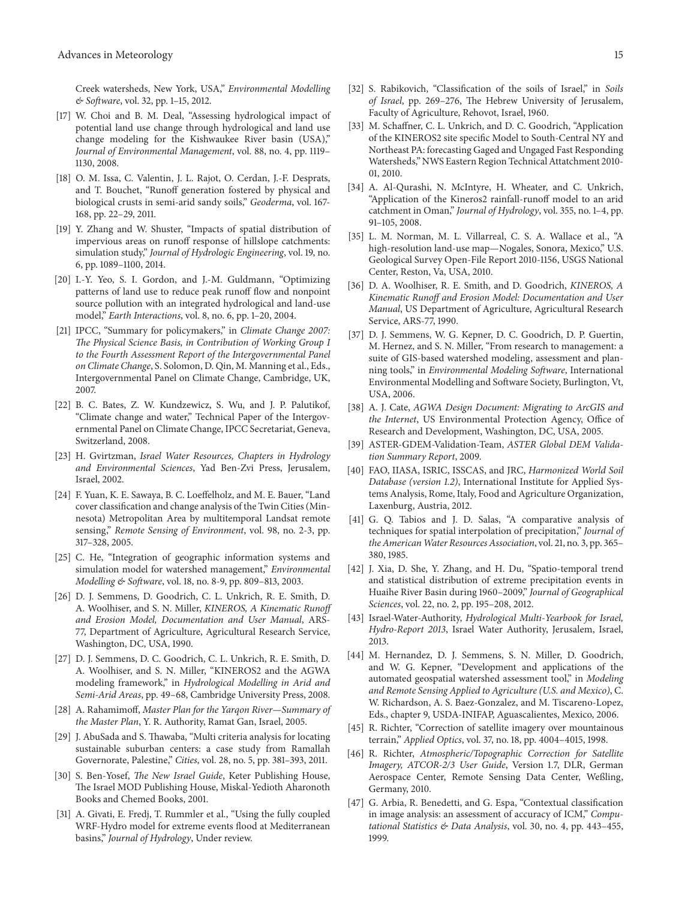Creek watersheds, New York, USA," *Environmental Modelling & Software*, vol. 32, pp. 1–15, 2012.

[17] W. Choi and B. M. Deal, "Assessing hydrological impact of potential land use change through hydrological and land use change modeling for the Kishwaukee River basin (USA)," *Journal of Environmental Management*, vol. 88, no. 4, pp. 1119–1130, 2008.

[18] O. M. Issa, C. Valentin, J. L. Rajot, O. Cerdan, J.-F. Desprats, and T. Bouchet, "Runoff generation fostered by physical and biological crusts in semi-arid sandy soils," *Geoderma*, vol. 167-168, pp. 22–29, 2011.

[19] Y. Zhang and W. Shuster, "Impacts of spatial distribution of impervious areas on runoff response of hillslope catchments: simulation study," *Journal of Hydrologic Engineering*, vol. 19, no. 6, pp. 1089–1100, 2014.

[20] I.-Y. Yeo, S. I. Gordon, and J.-M. Guldmann, "Optimizing patterns of land use to reduce peak runoff flow and nonpoint source pollution with an integrated hydrological and land-use model," *Earth Interactions*, vol. 8, no. 6, pp. 1–20, 2004.

[21] IPCC, "Summary for policymakers," in *Climate Change 2007: The Physical Science Basis, in Contribution of Working Group I to the Fourth Assessment Report of the Intergovernmental Panel on Climate Change*, S. Solomon, D. Qin, M. Manning et al., Eds., Intergovernmental Panel on Climate Change, Cambridge, UK, 2007.

[22] B. C. Bates, Z. W. Kundzewicz, S. Wu, and J. P. Palutikof, "Climate change and water," Technical Paper of the Intergovernmental Panel on Climate Change, IPCC Secretariat, Geneva, Switzerland, 2008.

[23] H. Gvirtzman, *Israel Water Resources, Chapters in Hydrology and Environmental Sciences*, Yad Ben-Zvi Press, Jerusalem, Israel, 2002.

[24] F. Yuan, K. E. Sawaya, B. C. Loeffelholz, and M. E. Bauer, "Land cover classification and change analysis of the Twin Cities (Minnesota) Metropolitan Area by multitemporal Landsat remote sensing," *Remote Sensing of Environment*, vol. 98, no. 2-3, pp. 317–328, 2005.

[25] C. He, "Integration of geographic information systems and simulation model for watershed management," *Environmental Modelling & Software*, vol. 18, no. 8-9, pp. 809–813, 2003.

[26] D. J. Semmens, D. Goodrich, C. L. Unkrich, R. E. Smith, D. A. Woolhiser, and S. N. Miller, *KINEROS, A Kinematic Runoff and Erosion Model, Documentation and User Manual*, ARS-77, Department of Agriculture, Agricultural Research Service, Washington, DC, USA, 1990.

[27] D. J. Semmens, D. C. Goodrich, C. L. Unkrich, R. E. Smith, D. A. Woolhiser, and S. N. Miller, "KINEROS2 and the AGWA modeling framework," in *Hydrological Modelling in Arid and Semi-Arid Areas*, pp. 49–68, Cambridge University Press, 2008.

[28] A. Rahamimoff, *Master Plan for the Yarqon River—Summary of the Master Plan*, Y. R. Authority, Ramat Gan, Israel, 2005.

[29] J. AbuSada and S. Thawaba, "Multi criteria analysis for locating sustainable suburban centers: a case study from Ramallah Governorate, Palestine," *Cities*, vol. 28, no. 5, pp. 381–393, 2011.

[30] S. Ben-Yosef, *The New Israel Guide*, Keter Publishing House, The Israel MOD Publishing House, Miskal-Yedioth Aharonoth Books and Chemed Books, 2001.

[31] A. Givati, E. Fredj, T. Rummler et al., "Using the fully coupled WRF-Hydro model for extreme events flood at Mediterranean basins," *Journal of Hydrology*, Under review.

[32] S. Rabikovich, "Classification of the soils of Israel," in *Soils of Israel*, pp. 269–276, The Hebrew University of Jerusalem, Faculty of Agriculture, Rehovot, Israel, 1960.

[33] M. Schaffner, C. L. Unkrich, and D. C. Goodrich, "Application of the KINEROS2 site specific Model to South-Central NY and Northeast PA: forecasting Gaged and Ungaged Fast Responding Watersheds," NWS Eastern Region Technical Attatchment 2010-01, 2010.

[34] A. Al-Qurashi, N. McIntyre, H. Wheater, and C. Unkrich, "Application of the Kineros2 rainfall-runoff model to an arid catchment in Oman," *Journal of Hydrology*, vol. 355, no. 1–4, pp. 91–105, 2008.

[35] L. M. Norman, M. L. Villarreal, C. S. A. Wallace et al., "A high-resolution land-use map—Nogales, Sonora, Mexico," U.S. Geological Survey Open-File Report 2010-1156, USGS National Center, Reston, Va, USA, 2010.

[36] D. A. Woolhiser, R. E. Smith, and D. Goodrich, *KINEROS, A Kinematic Runoff and Erosion Model: Documentation and User Manual*, US Department of Agriculture, Agricultural Research Service, ARS-77, 1990.

[37] D. J. Semmens, W. G. Kepner, D. C. Goodrich, D. P. Guertin, M. Hernez, and S. N. Miller, "From research to management: a suite of GIS-based watershed modeling, assessment and planning tools," in *Environmental Modeling Software*, International Environmental Modelling and Software Society, Burlington, Vt, USA, 2006.

[38] A. J. Cate, *AGWA Design Document: Migrating to ArcGIS and the Internet*, US Environmental Protection Agency, Office of Research and Development, Washington, DC, USA, 2005.

[39] ASTER-GDEM-Validation-Team, *ASTER Global DEM Validation Summary Report*, 2009.

[40] FAO, IIASA, ISRIC, ISSCAS, and JRC, *Harmonized World Soil Database (version 1.2)*, International Institute for Applied Systems Analysis, Rome, Italy, Food and Agriculture Organization, Laxenburg, Austria, 2012.

[41] G. Q. Tabios and J. D. Salas, "A comparative analysis of techniques for spatial interpolation of precipitation," *Journal of the American Water Resources Association*, vol. 21, no. 3, pp. 365–380, 1985.

[42] J. Xia, D. She, Y. Zhang, and H. Du, "Spatio-temporal trend and statistical distribution of extreme precipitation events in Huaihe River Basin during 1960–2009," *Journal of Geographical Sciences*, vol. 22, no. 2, pp. 195–208, 2012.

[43] Israel-Water-Authority, *Hydrological Multi-Yearbook for Israel, Hydro-Report 2013*, Israel Water Authority, Jerusalem, Israel, 2013.

[44] M. Hernandez, D. J. Semmens, S. N. Miller, D. Goodrich, and W. G. Kepner, "Development and applications of the automated geospatial watershed assessment tool," in *Modeling and Remote Sensing Applied to Agriculture (U.S. and Mexico)*, C. W. Richardson, A. S. Baez-Gonzalez, and M. Tiscareno-Lopez, Eds., chapter 9, USDA-INIFAP, Aguascalientes, Mexico, 2006.

[45] R. Richter, "Correction of satellite imagery over mountainous terrain," *Applied Optics*, vol. 37, no. 18, pp. 4004–4015, 1998.

[46] R. Richter, *Atmospheric/Topographic Correction for Satellite Imagery, ATCOR-2/3 User Guide*, Version 1.7, DLR, German Aerospace Center, Remote Sensing Data Center, Weßling, Germany, 2010.

[47] G. Arbia, R. Benedetti, and G. Espa, "Contextual classification in image analysis: an assessment of accuracy of ICM," *Computational Statistics & Data Analysis*, vol. 30, no. 4, pp. 443–455, 1999.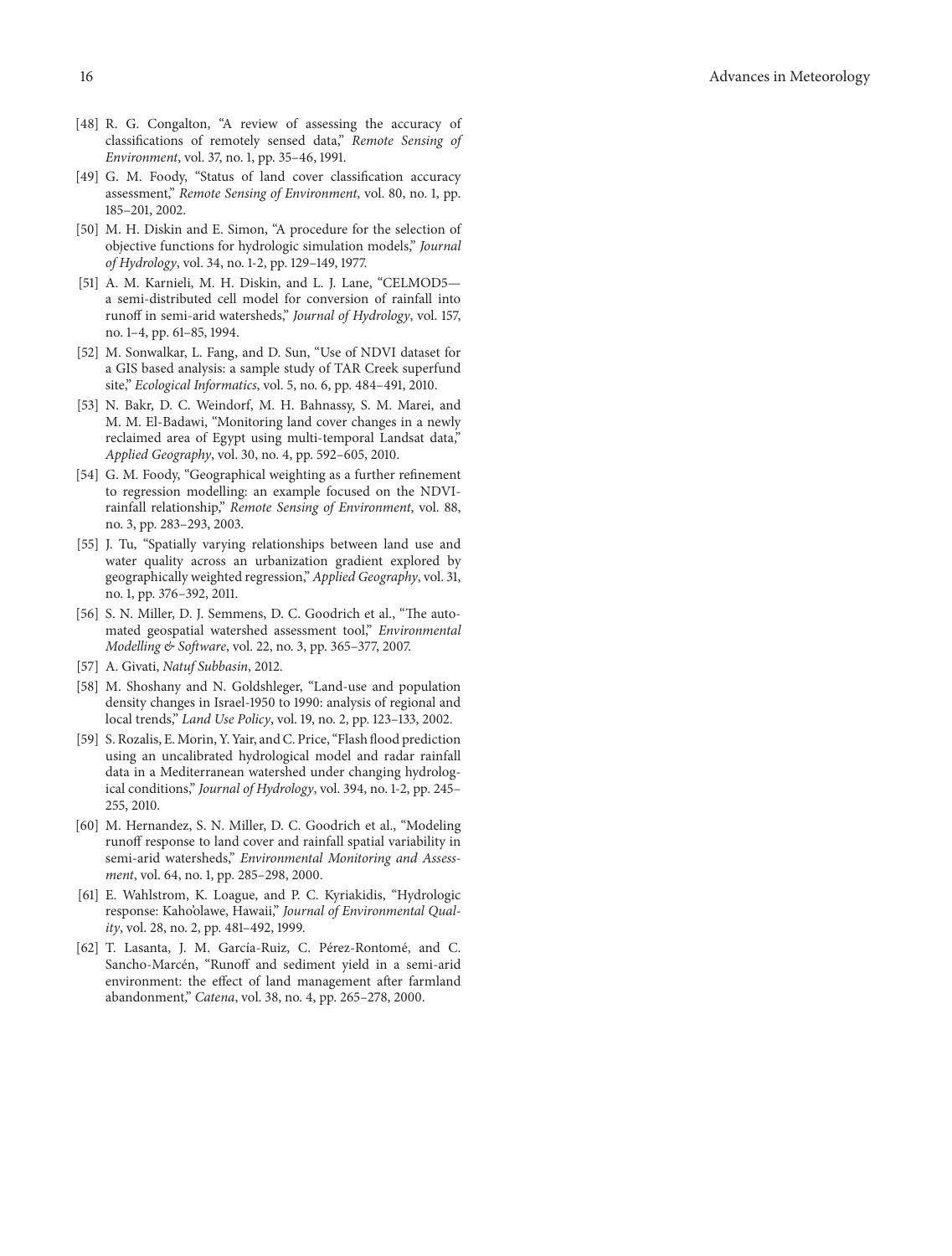[48] R. G. Congalton, "A review of assessing the accuracy of classifications of remotely sensed data," *Remote Sensing of Environment*, vol. 37, no. 1, pp. 35–46, 1991.

[49] G. M. Foody, "Status of land cover classification accuracy assessment," *Remote Sensing of Environment*, vol. 80, no. 1, pp. 185–201, 2002.

[50] M. H. Diskin and E. Simon, "A procedure for the selection of objective functions for hydrologic simulation models," *Journal of Hydrology*, vol. 34, no. 1-2, pp. 129–149, 1977.

[51] A. M. Karnieli, M. H. Diskin, and L. J. Lane, "CELMOD5—a semi-distributed cell model for conversion of rainfall into runoff in semi-arid watersheds," *Journal of Hydrology*, vol. 157, no. 1–4, pp. 61–85, 1994.

[52] M. Sonwalkar, L. Fang, and D. Sun, "Use of NDVI dataset for a GIS based analysis: a sample study of TAR Creek superfund site," *Ecological Informatics*, vol. 5, no. 6, pp. 484–491, 2010.

[53] N. Bakr, D. C. Weindorf, M. H. Bahnassy, S. M. Marei, and M. M. El-Badawi, "Monitoring land cover changes in a newly reclaimed area of Egypt using multi-temporal Landsat data," *Applied Geography*, vol. 30, no. 4, pp. 592–605, 2010.

[54] G. M. Foody, "Geographical weighting as a further refinement to regression modelling: an example focused on the NDVI-rainfall relationship," *Remote Sensing of Environment*, vol. 88, no. 3, pp. 283–293, 2003.

[55] J. Tu, "Spatially varying relationships between land use and water quality across an urbanization gradient explored by geographically weighted regression," *Applied Geography*, vol. 31, no. 1, pp. 376–392, 2011.

[56] S. N. Miller, D. J. Semmens, D. C. Goodrich et al., "The automated geospatial watershed assessment tool," *Environmental Modelling & Software*, vol. 22, no. 3, pp. 365–377, 2007.

[57] A. Givati, *Natuf Subbasin*, 2012.

[58] M. Shoshany and N. Goldshleger, "Land-use and population density changes in Israel-1950 to 1990: analysis of regional and local trends," *Land Use Policy*, vol. 19, no. 2, pp. 123–133, 2002.

[59] S. Rozalis, E. Morin, Y. Yair, and C. Price, "Flash flood prediction using an uncalibrated hydrological model and radar rainfall data in a Mediterranean watershed under changing hydrological conditions," *Journal of Hydrology*, vol. 394, no. 1-2, pp. 245–255, 2010.

[60] M. Hernandez, S. N. Miller, D. C. Goodrich et al., "Modeling runoff response to land cover and rainfall spatial variability in semi-arid watersheds," *Environmental Monitoring and Assessment*, vol. 64, no. 1, pp. 285–298, 2000.

[61] E. Wahlstrom, K. Loague, and P. C. Kyriakidis, "Hydrologic response: Kaho'olawe, Hawaii," *Journal of Environmental Quality*, vol. 28, no. 2, pp. 481–492, 1999.

[62] T. Lasanta, J. M. García-Ruiz, C. Pérez-Rontomé, and C. Sancho-Marcén, "Runoff and sediment yield in a semi-arid environment: the effect of land management after farmland abandonment," *Catena*, vol. 38, no. 4, pp. 265–278, 2000.